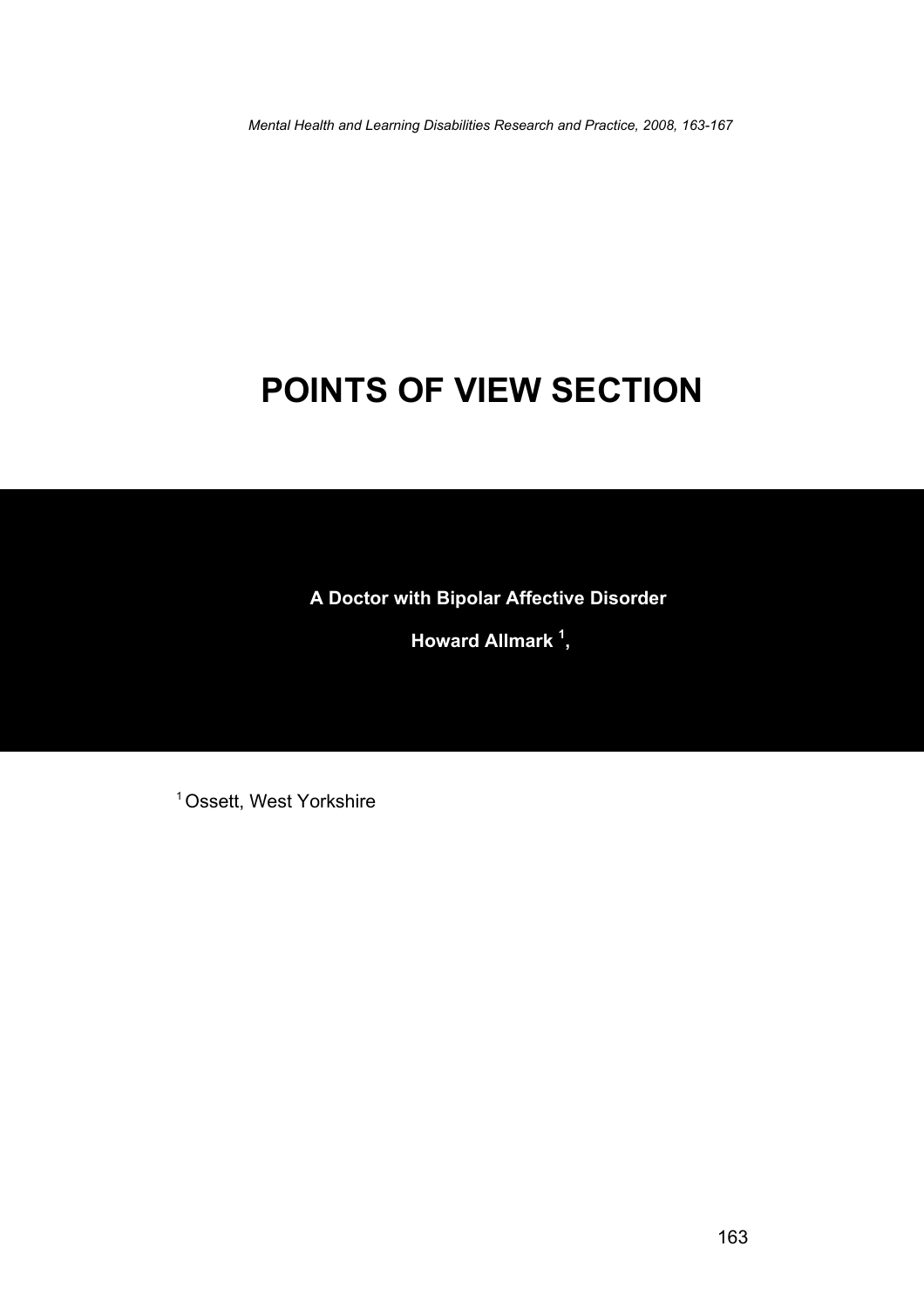# POINTS OF VIEW SECTION

## A Doctor with Bipolar Affective Disorder

**Howard Allmark [1],**

[1] Ossett, West Yorkshire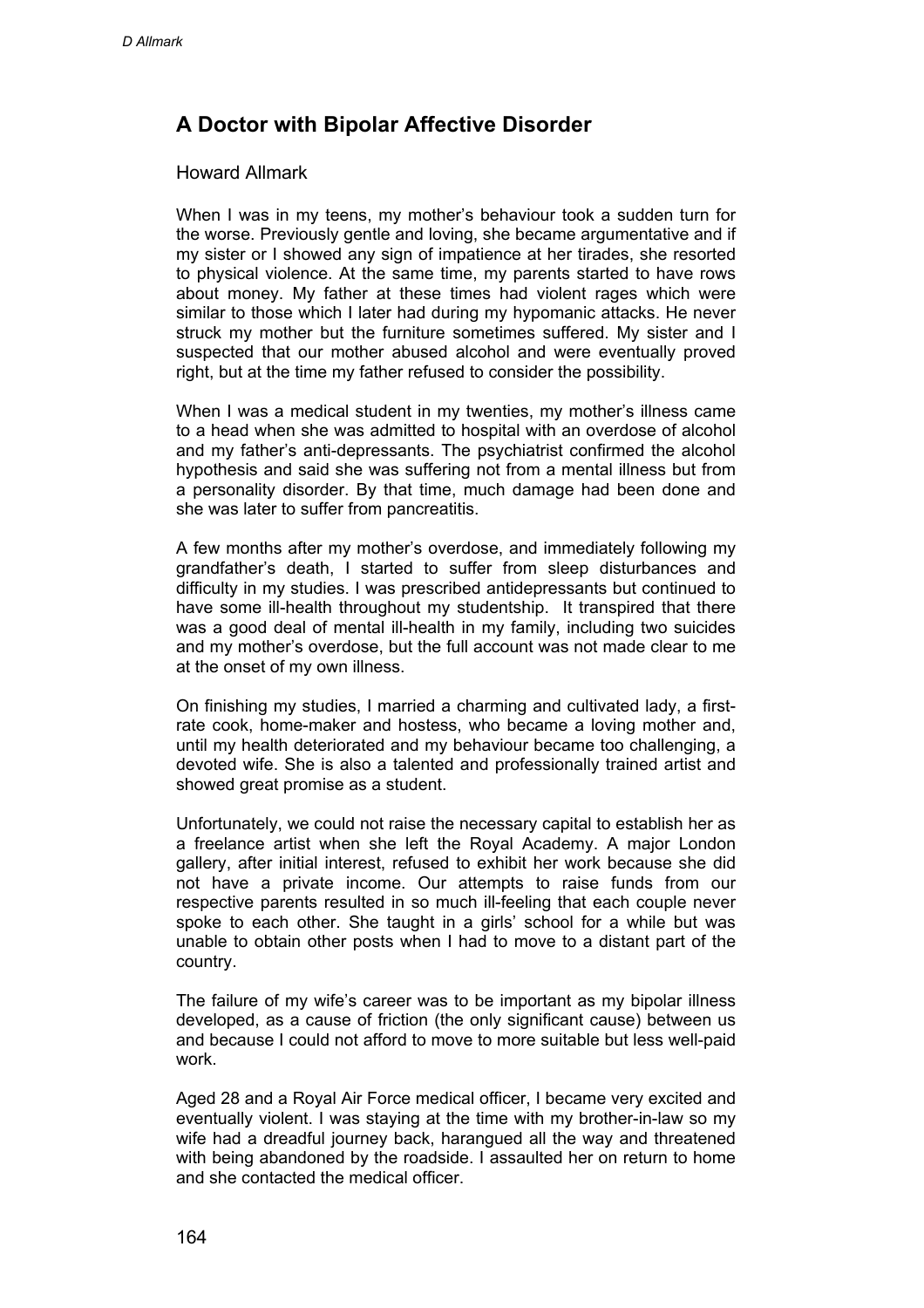## A Doctor with Bipolar Affective Disorder

Howard Allmark

When I was in my teens, my mother's behaviour took a sudden turn for the worse. Previously gentle and loving, she became argumentative and if my sister or I showed any sign of impatience at her tirades, she resorted to physical violence. At the same time, my parents started to have rows about money. My father at these times had violent rages which were similar to those which I later had during my hypomanic attacks. He never struck my mother but the furniture sometimes suffered. My sister and I suspected that our mother abused alcohol and were eventually proved right, but at the time my father refused to consider the possibility.

When I was a medical student in my twenties, my mother's illness came to a head when she was admitted to hospital with an overdose of alcohol and my father's anti-depressants. The psychiatrist confirmed the alcohol hypothesis and said she was suffering not from a mental illness but from a personality disorder. By that time, much damage had been done and she was later to suffer from pancreatitis.

A few months after my mother's overdose, and immediately following my grandfather's death, I started to suffer from sleep disturbances and difficulty in my studies. I was prescribed antidepressants but continued to have some ill-health throughout my studentship. It transpired that there was a good deal of mental ill-health in my family, including two suicides and my mother's overdose, but the full account was not made clear to me at the onset of my own illness.

On finishing my studies, I married a charming and cultivated lady, a first-rate cook, home-maker and hostess, who became a loving mother and, until my health deteriorated and my behaviour became too challenging, a devoted wife. She is also a talented and professionally trained artist and showed great promise as a student.

Unfortunately, we could not raise the necessary capital to establish her as a freelance artist when she left the Royal Academy. A major London gallery, after initial interest, refused to exhibit her work because she did not have a private income. Our attempts to raise funds from our respective parents resulted in so much ill-feeling that each couple never spoke to each other. She taught in a girls' school for a while but was unable to obtain other posts when I had to move to a distant part of the country.

The failure of my wife's career was to be important as my bipolar illness developed, as a cause of friction (the only significant cause) between us and because I could not afford to move to more suitable but less well-paid work.

Aged 28 and a Royal Air Force medical officer, I became very excited and eventually violent. I was staying at the time with my brother-in-law so my wife had a dreadful journey back, harangued all the way and threatened with being abandoned by the roadside. I assaulted her on return to home and she contacted the medical officer.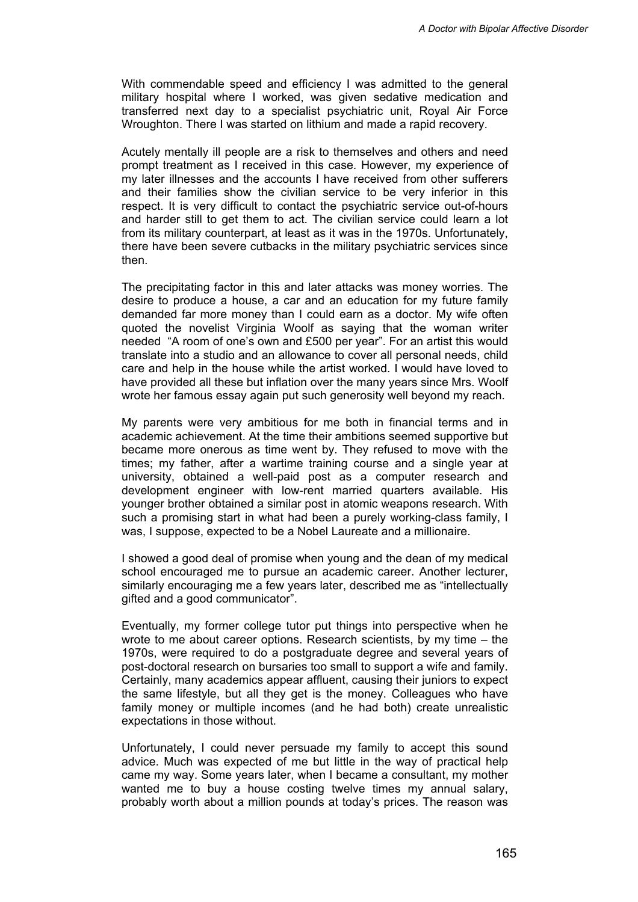With commendable speed and efficiency I was admitted to the general military hospital where I worked, was given sedative medication and transferred next day to a specialist psychiatric unit, Royal Air Force Wroughton. There I was started on lithium and made a rapid recovery.

Acutely mentally ill people are a risk to themselves and others and need prompt treatment as I received in this case. However, my experience of my later illnesses and the accounts I have received from other sufferers and their families show the civilian service to be very inferior in this respect. It is very difficult to contact the psychiatric service out-of-hours and harder still to get them to act. The civilian service could learn a lot from its military counterpart, at least as it was in the 1970s. Unfortunately, there have been severe cutbacks in the military psychiatric services since then.

The precipitating factor in this and later attacks was money worries. The desire to produce a house, a car and an education for my future family demanded far more money than I could earn as a doctor. My wife often quoted the novelist Virginia Woolf as saying that the woman writer needed "A room of one's own and £500 per year". For an artist this would translate into a studio and an allowance to cover all personal needs, child care and help in the house while the artist worked. I would have loved to have provided all these but inflation over the many years since Mrs. Woolf wrote her famous essay again put such generosity well beyond my reach.

My parents were very ambitious for me both in financial terms and in academic achievement. At the time their ambitions seemed supportive but became more onerous as time went by. They refused to move with the times; my father, after a wartime training course and a single year at university, obtained a well-paid post as a computer research and development engineer with low-rent married quarters available. His younger brother obtained a similar post in atomic weapons research. With such a promising start in what had been a purely working-class family, I was, I suppose, expected to be a Nobel Laureate and a millionaire.

I showed a good deal of promise when young and the dean of my medical school encouraged me to pursue an academic career. Another lecturer, similarly encouraging me a few years later, described me as "intellectually gifted and a good communicator".

Eventually, my former college tutor put things into perspective when he wrote to me about career options. Research scientists, by my time – the 1970s, were required to do a postgraduate degree and several years of post-doctoral research on bursaries too small to support a wife and family. Certainly, many academics appear affluent, causing their juniors to expect the same lifestyle, but all they get is the money. Colleagues who have family money or multiple incomes (and he had both) create unrealistic expectations in those without.

Unfortunately, I could never persuade my family to accept this sound advice. Much was expected of me but little in the way of practical help came my way. Some years later, when I became a consultant, my mother wanted me to buy a house costing twelve times my annual salary, probably worth about a million pounds at today's prices. The reason was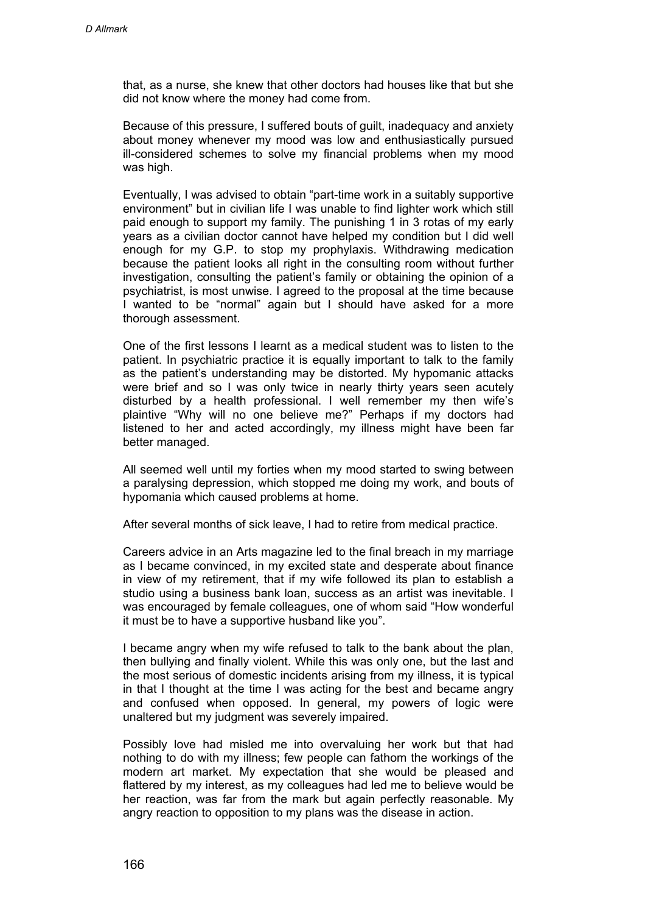that, as a nurse, she knew that other doctors had houses like that but she did not know where the money had come from.

Because of this pressure, I suffered bouts of guilt, inadequacy and anxiety about money whenever my mood was low and enthusiastically pursued ill-considered schemes to solve my financial problems when my mood was high.

Eventually, I was advised to obtain "part-time work in a suitably supportive environment" but in civilian life I was unable to find lighter work which still paid enough to support my family. The punishing 1 in 3 rotas of my early years as a civilian doctor cannot have helped my condition but I did well enough for my G.P. to stop my prophylaxis. Withdrawing medication because the patient looks all right in the consulting room without further investigation, consulting the patient's family or obtaining the opinion of a psychiatrist, is most unwise. I agreed to the proposal at the time because I wanted to be "normal" again but I should have asked for a more thorough assessment.

One of the first lessons I learnt as a medical student was to listen to the patient. In psychiatric practice it is equally important to talk to the family as the patient's understanding may be distorted. My hypomanic attacks were brief and so I was only twice in nearly thirty years seen acutely disturbed by a health professional. I well remember my then wife's plaintive "Why will no one believe me?" Perhaps if my doctors had listened to her and acted accordingly, my illness might have been far better managed.

All seemed well until my forties when my mood started to swing between a paralysing depression, which stopped me doing my work, and bouts of hypomania which caused problems at home.

After several months of sick leave, I had to retire from medical practice.

Careers advice in an Arts magazine led to the final breach in my marriage as I became convinced, in my excited state and desperate about finance in view of my retirement, that if my wife followed its plan to establish a studio using a business bank loan, success as an artist was inevitable. I was encouraged by female colleagues, one of whom said "How wonderful it must be to have a supportive husband like you".

I became angry when my wife refused to talk to the bank about the plan, then bullying and finally violent. While this was only one, but the last and the most serious of domestic incidents arising from my illness, it is typical in that I thought at the time I was acting for the best and became angry and confused when opposed. In general, my powers of logic were unaltered but my judgment was severely impaired.

Possibly love had misled me into overvaluing her work but that had nothing to do with my illness; few people can fathom the workings of the modern art market. My expectation that she would be pleased and flattered by my interest, as my colleagues had led me to believe would be her reaction, was far from the mark but again perfectly reasonable. My angry reaction to opposition to my plans was the disease in action.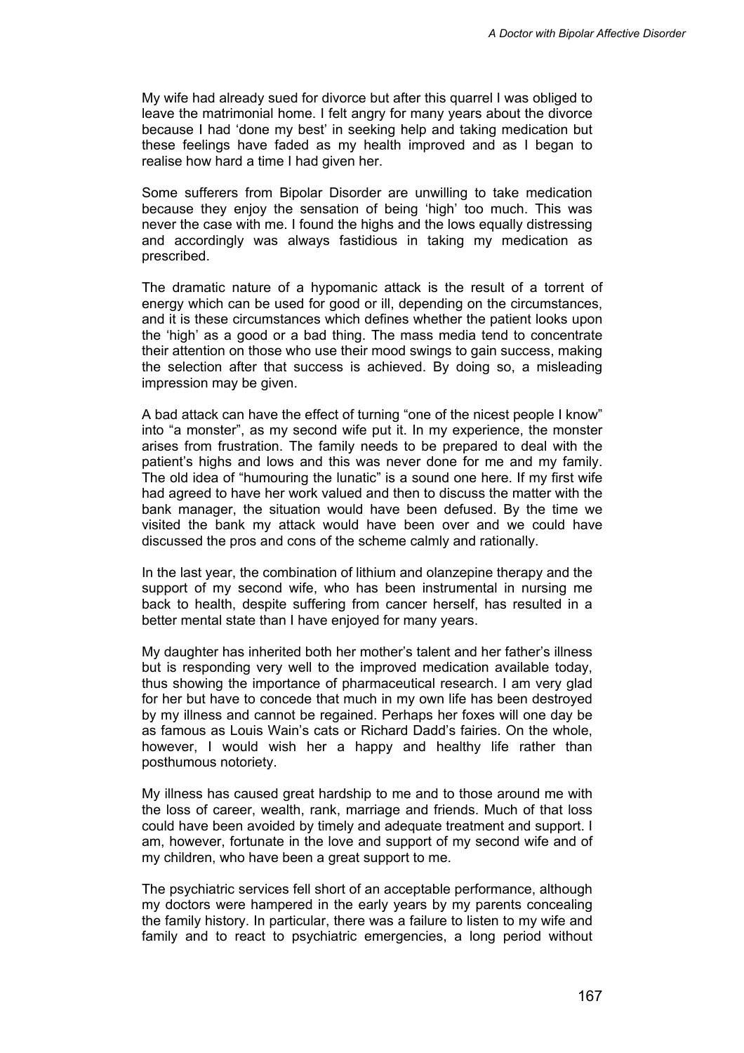My wife had already sued for divorce but after this quarrel I was obliged to leave the matrimonial home. I felt angry for many years about the divorce because I had 'done my best' in seeking help and taking medication but these feelings have faded as my health improved and as I began to realise how hard a time I had given her.

Some sufferers from Bipolar Disorder are unwilling to take medication because they enjoy the sensation of being 'high' too much. This was never the case with me. I found the highs and the lows equally distressing and accordingly was always fastidious in taking my medication as prescribed.

The dramatic nature of a hypomanic attack is the result of a torrent of energy which can be used for good or ill, depending on the circumstances, and it is these circumstances which defines whether the patient looks upon the 'high' as a good or a bad thing. The mass media tend to concentrate their attention on those who use their mood swings to gain success, making the selection after that success is achieved. By doing so, a misleading impression may be given.

A bad attack can have the effect of turning "one of the nicest people I know" into "a monster", as my second wife put it. In my experience, the monster arises from frustration. The family needs to be prepared to deal with the patient's highs and lows and this was never done for me and my family. The old idea of "humouring the lunatic" is a sound one here. If my first wife had agreed to have her work valued and then to discuss the matter with the bank manager, the situation would have been defused. By the time we visited the bank my attack would have been over and we could have discussed the pros and cons of the scheme calmly and rationally.

In the last year, the combination of lithium and olanzepine therapy and the support of my second wife, who has been instrumental in nursing me back to health, despite suffering from cancer herself, has resulted in a better mental state than I have enjoyed for many years.

My daughter has inherited both her mother's talent and her father's illness but is responding very well to the improved medication available today, thus showing the importance of pharmaceutical research. I am very glad for her but have to concede that much in my own life has been destroyed by my illness and cannot be regained. Perhaps her foxes will one day be as famous as Louis Wain's cats or Richard Dadd's fairies. On the whole, however, I would wish her a happy and healthy life rather than posthumous notoriety.

My illness has caused great hardship to me and to those around me with the loss of career, wealth, rank, marriage and friends. Much of that loss could have been avoided by timely and adequate treatment and support. I am, however, fortunate in the love and support of my second wife and of my children, who have been a great support to me.

The psychiatric services fell short of an acceptable performance, although my doctors were hampered in the early years by my parents concealing the family history. In particular, there was a failure to listen to my wife and family and to react to psychiatric emergencies, a long period without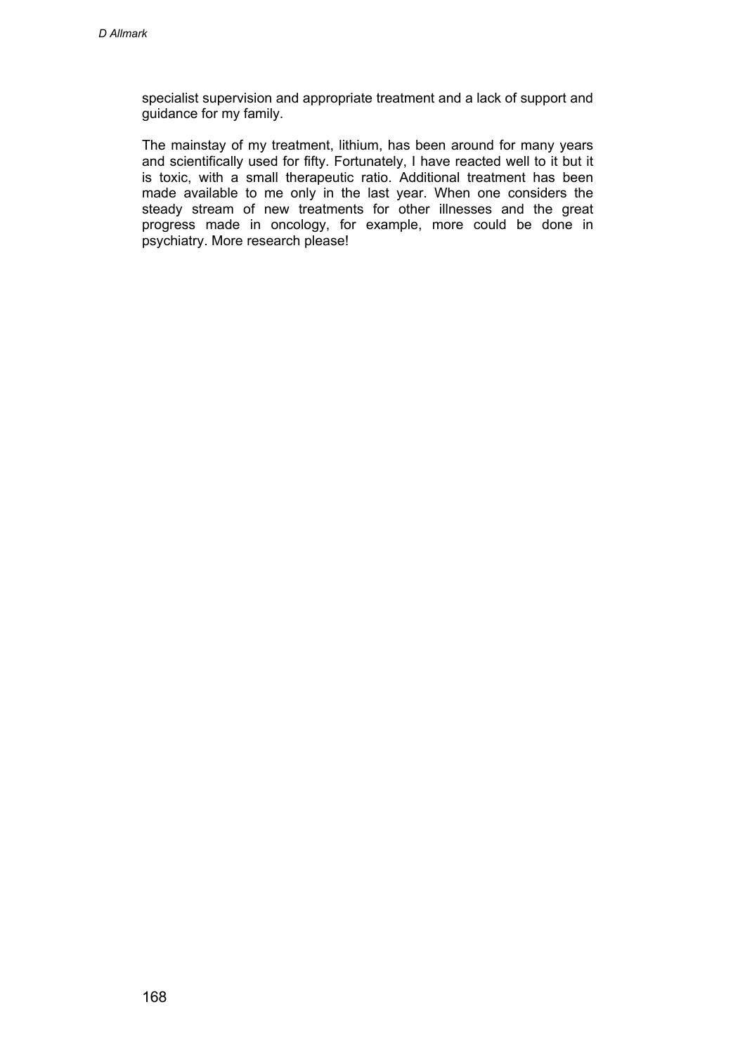specialist supervision and appropriate treatment and a lack of support and guidance for my family.

The mainstay of my treatment, lithium, has been around for many years and scientifically used for fifty. Fortunately, I have reacted well to it but it is toxic, with a small therapeutic ratio. Additional treatment has been made available to me only in the last year. When one considers the steady stream of new treatments for other illnesses and the great progress made in oncology, for example, more could be done in psychiatry. More research please!